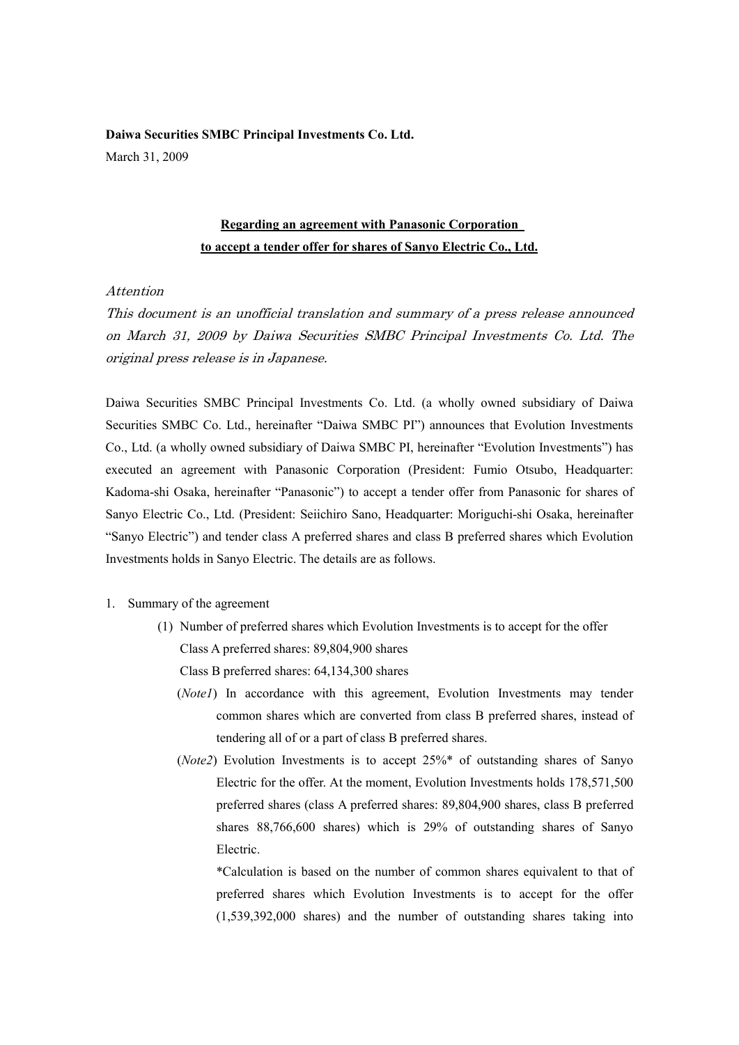**Daiwa Securities SMBC Principal Investments Co. Ltd.**

March 31, 2009

**<u>Regarding an agreement with Panasonic Corporation to accept a tender offer for shares of Sanyo Electric Co., Ltd.</u>**

*Attention*

*This document is an unofficial translation and summary of a press release announced on March 31, 2009 by Daiwa Securities SMBC Principal Investments Co. Ltd. The original press release is in Japanese.*

Daiwa Securities SMBC Principal Investments Co. Ltd. (a wholly owned subsidiary of Daiwa Securities SMBC Co. Ltd., hereinafter "Daiwa SMBC PI") announces that Evolution Investments Co., Ltd. (a wholly owned subsidiary of Daiwa SMBC PI, hereinafter "Evolution Investments") has executed an agreement with Panasonic Corporation (President: Fumio Otsubo, Headquarter: Kadoma-shi Osaka, hereinafter "Panasonic") to accept a tender offer from Panasonic for shares of Sanyo Electric Co., Ltd. (President: Seiichiro Sano, Headquarter: Moriguchi-shi Osaka, hereinafter "Sanyo Electric") and tender class A preferred shares and class B preferred shares which Evolution Investments holds in Sanyo Electric. The details are as follows.

1. Summary of the agreement
   (1) Number of preferred shares which Evolution Investments is to accept for the offer
   Class A preferred shares: 89,804,900 shares
   Class B preferred shares: 64,134,300 shares
   (*Note1*) In accordance with this agreement, Evolution Investments may tender common shares which are converted from class B preferred shares, instead of tendering all of or a part of class B preferred shares.
   (*Note2*) Evolution Investments is to accept 25%* of outstanding shares of Sanyo Electric for the offer. At the moment, Evolution Investments holds 178,571,500 preferred shares (class A preferred shares: 89,804,900 shares, class B preferred shares 88,766,600 shares) which is 29% of outstanding shares of Sanyo Electric.
   *Calculation is based on the number of common shares equivalent to that of preferred shares which Evolution Investments is to accept for the offer (1,539,392,000 shares) and the number of outstanding shares taking into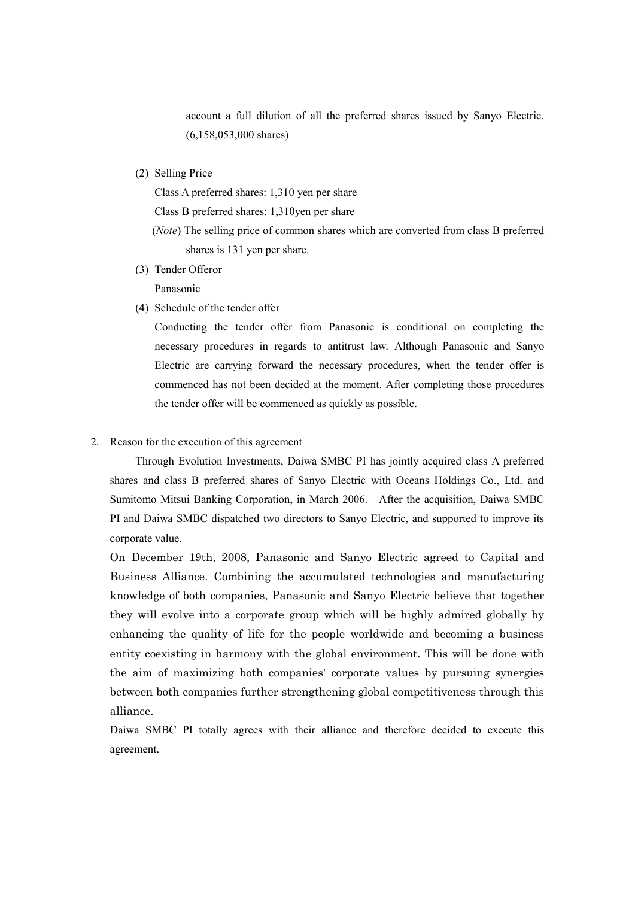account a full dilution of all the preferred shares issued by Sanyo Electric. (6,158,053,000 shares)

(2) Selling Price

Class A preferred shares: 1,310 yen per share

Class B preferred shares: 1,310yen per share

(*Note*) The selling price of common shares which are converted from class B preferred shares is 131 yen per share.

(3) Tender Offeror

Panasonic

(4) Schedule of the tender offer

Conducting the tender offer from Panasonic is conditional on completing the necessary procedures in regards to antitrust law. Although Panasonic and Sanyo Electric are carrying forward the necessary procedures, when the tender offer is commenced has not been decided at the moment. After completing those procedures the tender offer will be commenced as quickly as possible.

2. Reason for the execution of this agreement

Through Evolution Investments, Daiwa SMBC PI has jointly acquired class A preferred shares and class B preferred shares of Sanyo Electric with Oceans Holdings Co., Ltd. and Sumitomo Mitsui Banking Corporation, in March 2006. After the acquisition, Daiwa SMBC PI and Daiwa SMBC dispatched two directors to Sanyo Electric, and supported to improve its corporate value.

On December 19th, 2008, Panasonic and Sanyo Electric agreed to Capital and Business Alliance. Combining the accumulated technologies and manufacturing knowledge of both companies, Panasonic and Sanyo Electric believe that together they will evolve into a corporate group which will be highly admired globally by enhancing the quality of life for the people worldwide and becoming a business entity coexisting in harmony with the global environment. This will be done with the aim of maximizing both companies' corporate values by pursuing synergies between both companies further strengthening global competitiveness through this alliance.

Daiwa SMBC PI totally agrees with their alliance and therefore decided to execute this agreement.